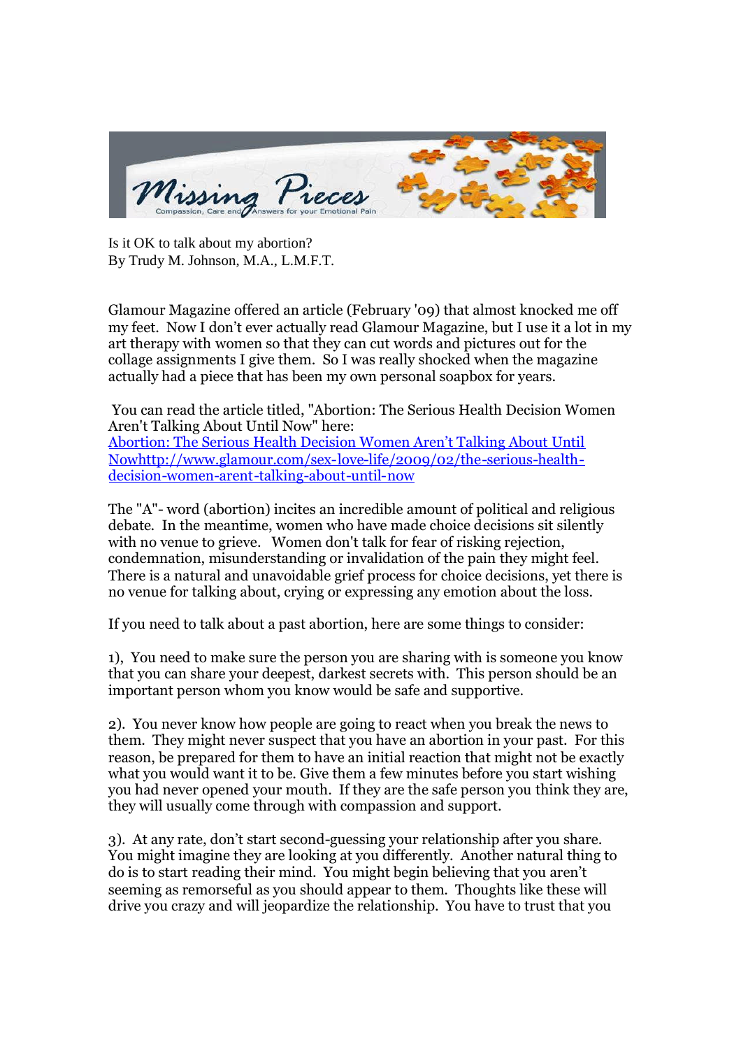Missing Pieces

Compassion, Care and Answers for your Emotional Pain

Is it OK to talk about my abortion?
By Trudy M. Johnson, M.A., L.M.F.T.

Glamour Magazine offered an article (February '09) that almost knocked me off my feet. Now I don't ever actually read Glamour Magazine, but I use it a lot in my art therapy with women so that they can cut words and pictures out for the collage assignments I give them. So I was really shocked when the magazine actually had a piece that has been my own personal soapbox for years.

You can read the article titled, "Abortion: The Serious Health Decision Women Aren't Talking About Until Now" here:
[Abortion: The Serious Health Decision Women Aren't Talking About Until Nowhttp://www.glamour.com/sex-love-life/2009/02/the-serious-health-decision-women-arent-talking-about-until-now](http://www.glamour.com/sex-love-life/2009/02/the-serious-health-decision-women-arent-talking-about-until-now)

The "A"- word (abortion) incites an incredible amount of political and religious debate. In the meantime, women who have made choice decisions sit silently with no venue to grieve. Women don't talk for fear of risking rejection, condemnation, misunderstanding or invalidation of the pain they might feel. There is a natural and unavoidable grief process for choice decisions, yet there is no venue for talking about, crying or expressing any emotion about the loss.

If you need to talk about a past abortion, here are some things to consider:

1), You need to make sure the person you are sharing with is someone you know that you can share your deepest, darkest secrets with. This person should be an important person whom you know would be safe and supportive.

2). You never know how people are going to react when you break the news to them. They might never suspect that you have an abortion in your past. For this reason, be prepared for them to have an initial reaction that might not be exactly what you would want it to be. Give them a few minutes before you start wishing you had never opened your mouth. If they are the safe person you think they are, they will usually come through with compassion and support.

3). At any rate, don't start second-guessing your relationship after you share. You might imagine they are looking at you differently. Another natural thing to do is to start reading their mind. You might begin believing that you aren't seeming as remorseful as you should appear to them. Thoughts like these will drive you crazy and will jeopardize the relationship. You have to trust that you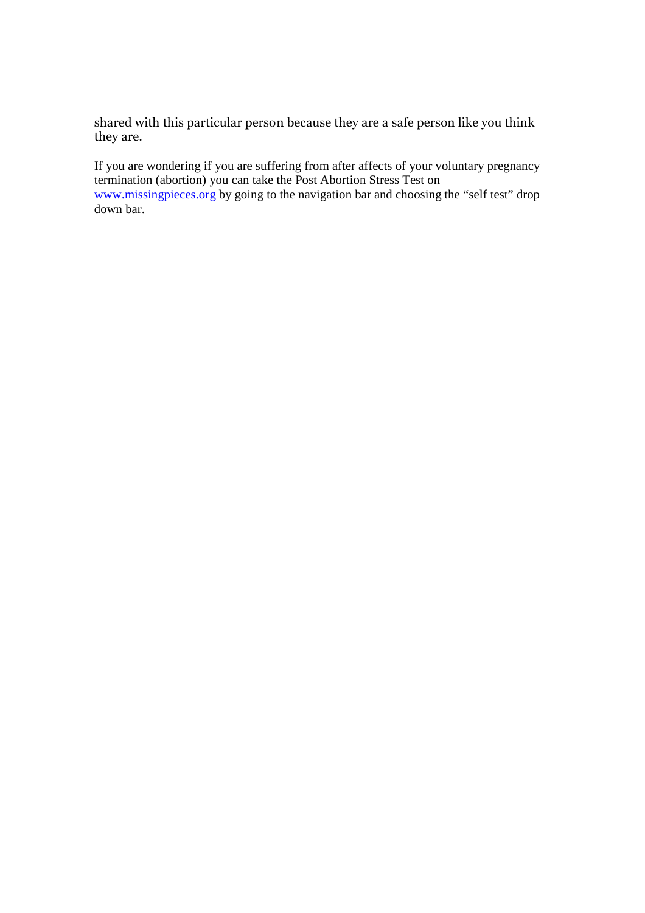shared with this particular person because they are a safe person like you think they are.

If you are wondering if you are suffering from after affects of your voluntary pregnancy termination (abortion) you can take the Post Abortion Stress Test on www.missingpieces.org by going to the navigation bar and choosing the “self test” drop down bar.